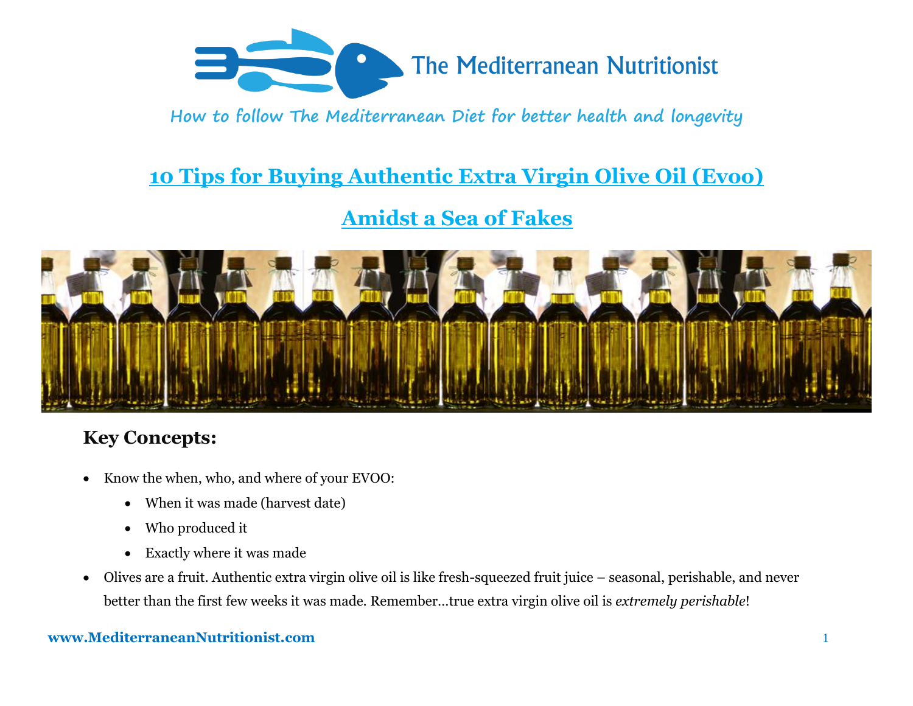The Mediterranean Nutritionist

How to follow The Mediterranean Diet for better health and longevity

# 10 Tips for Buying Authentic Extra Virgin Olive Oil (Evoo)

## Amidst a Sea of Fakes

### Key Concepts:

- Know the when, who, and where of your EVOO:
  - When it was made (harvest date)
  - Who produced it
  - Exactly where it was made
- Olives are a fruit. Authentic extra virgin olive oil is like fresh-squeezed fruit juice – seasonal, perishable, and never better than the first few weeks it was made. Remember…true extra virgin olive oil is *extremely perishable*!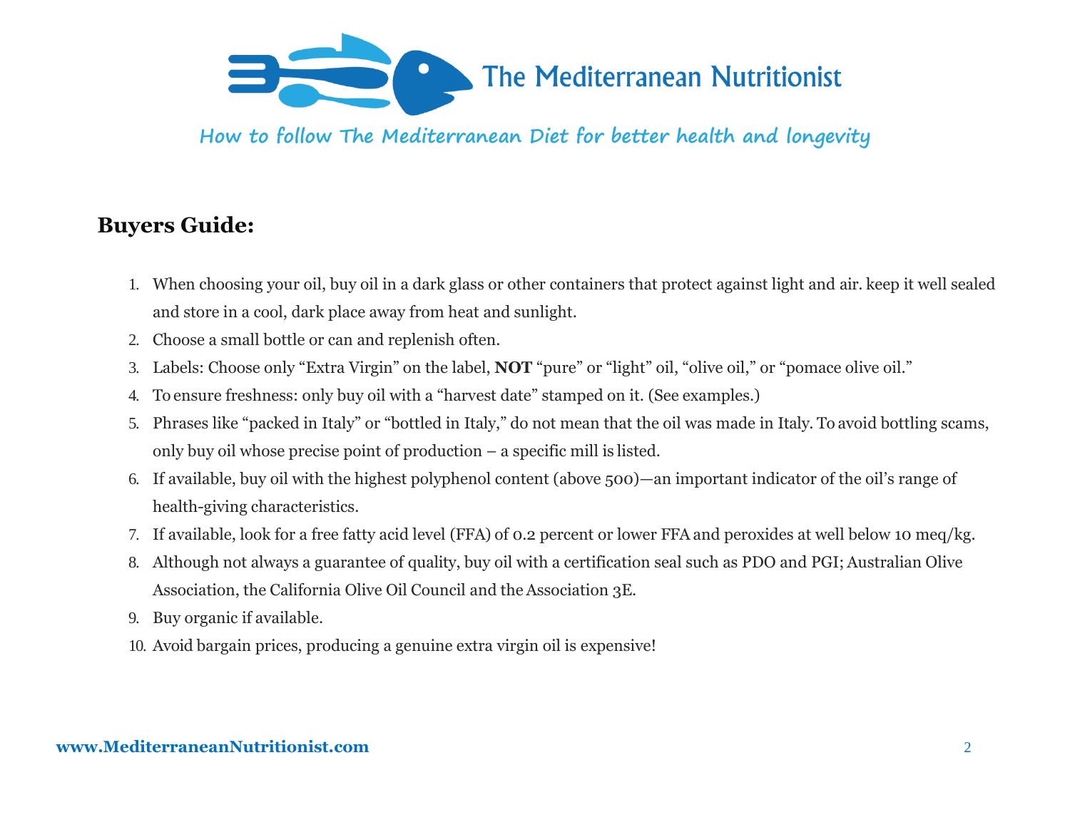The Mediterranean Nutritionist

How to follow The Mediterranean Diet for better health and longevity

## Buyers Guide:

1. When choosing your oil, buy oil in a dark glass or other containers that protect against light and air. keep it well sealed and store in a cool, dark place away from heat and sunlight.
2. Choose a small bottle or can and replenish often.
3. Labels: Choose only “Extra Virgin” on the label, **NOT** “pure” or “light” oil, “olive oil,” or “pomace olive oil.”
4. To ensure freshness: only buy oil with a “harvest date” stamped on it. (See examples.)
5. Phrases like “packed in Italy” or “bottled in Italy,” do not mean that the oil was made in Italy. To avoid bottling scams, only buy oil whose precise point of production – a specific mill is listed.
6. If available, buy oil with the highest polyphenol content (above 500)—an important indicator of the oil’s range of health-giving characteristics.
7. If available, look for a free fatty acid level (FFA) of 0.2 percent or lower FFA and peroxides at well below 10 meq/kg.
8. Although not always a guarantee of quality, buy oil with a certification seal such as PDO and PGI; Australian Olive Association, the California Olive Oil Council and the Association 3E.
9. Buy organic if available.
10. Avoid bargain prices, producing a genuine extra virgin oil is expensive!

**www.MediterraneanNutritionist.com**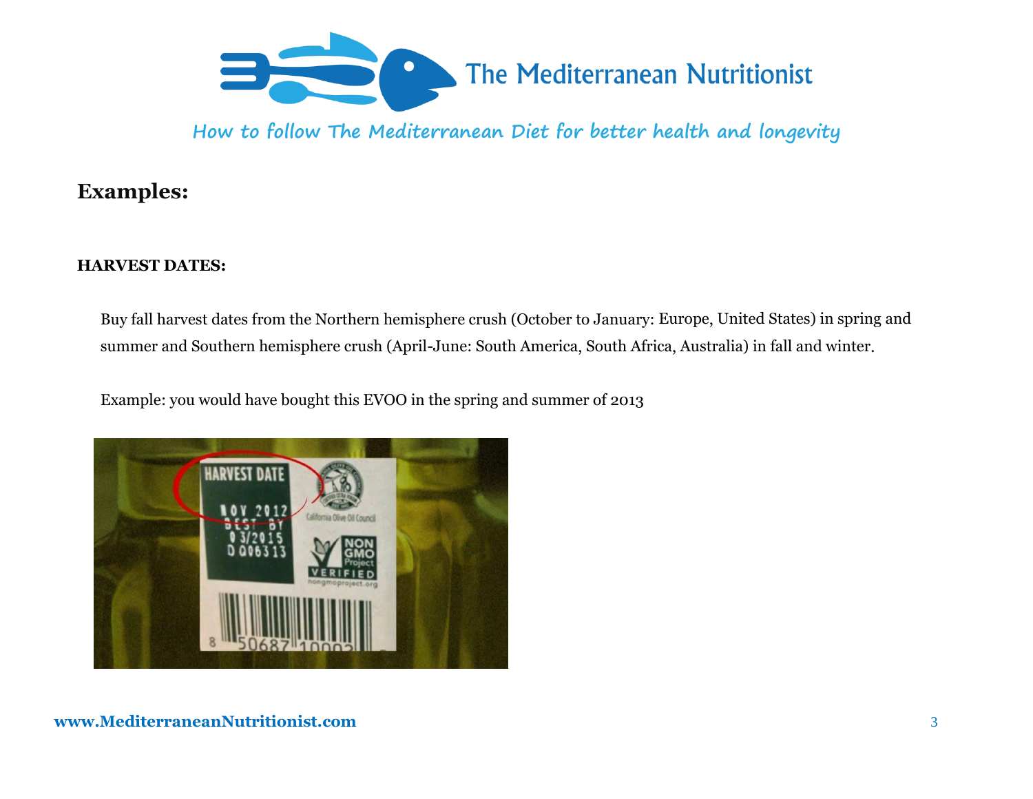## Examples:

**HARVEST DATES:**

Buy fall harvest dates from the Northern hemisphere crush (October to January: Europe, United States) in spring and summer and Southern hemisphere crush (April-June: South America, South Africa, Australia) in fall and winter.

Example: you would have bought this EVOO in the spring and summer of 2013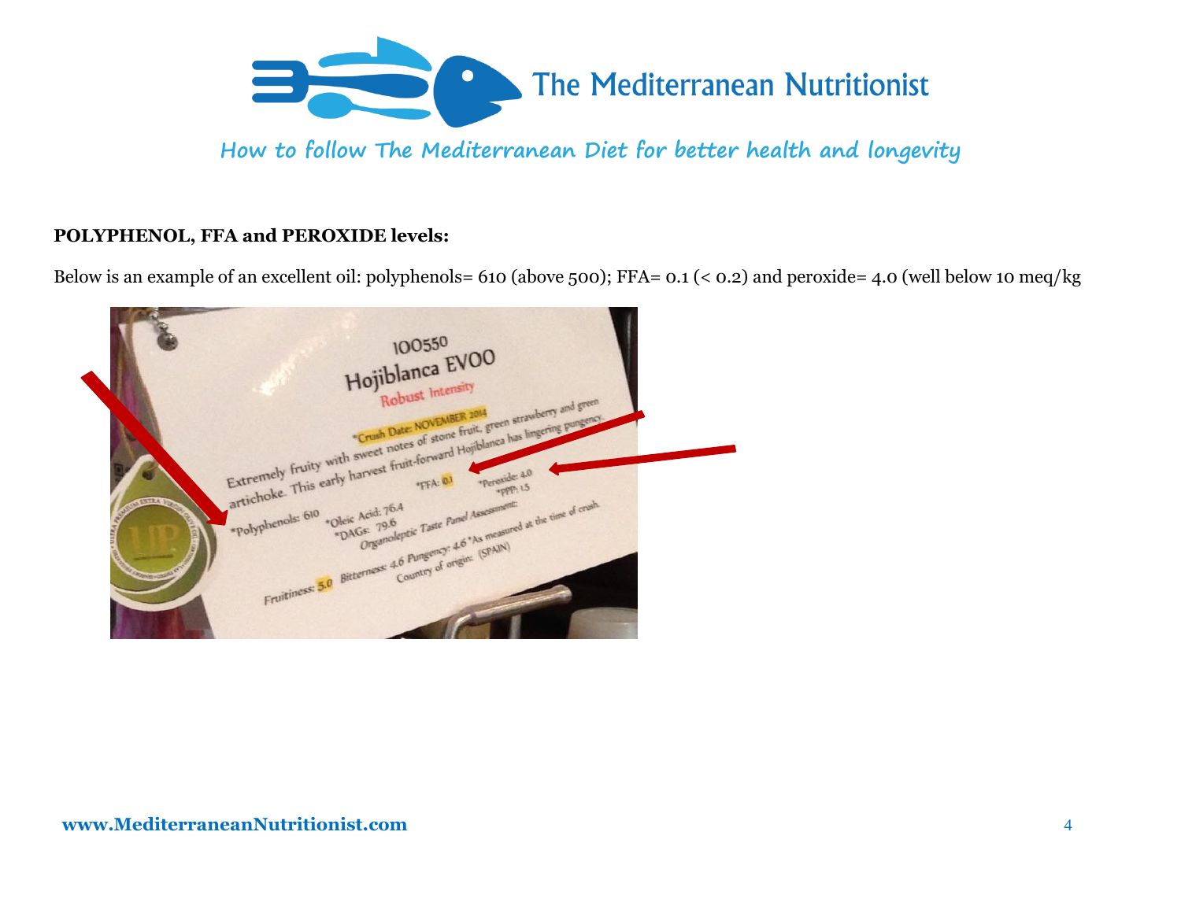**POLYPHENOL, FFA and PEROXIDE levels:**

Below is an example of an excellent oil: polyphenols= 610 (above 500); FFA= 0.1 (< 0.2) and peroxide= 4.0 (well below 10 meq/kg